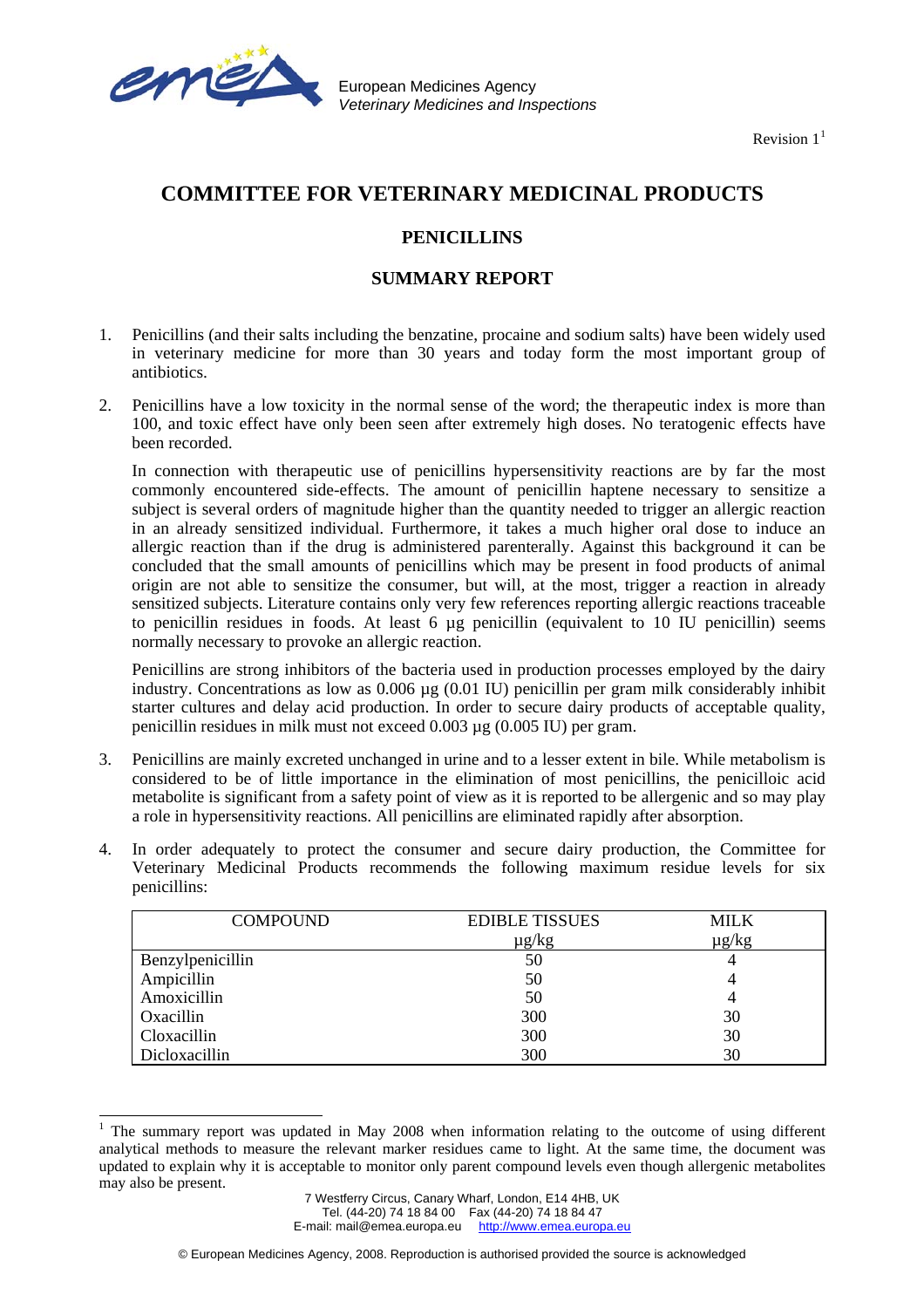European Medicines Agency
*Veterinary Medicines and Inspections*

Revision 1[1]

# COMMITTEE FOR VETERINARY MEDICINAL PRODUCTS

## PENICILLINS

## SUMMARY REPORT

1. Penicillins (and their salts including the benzatine, procaine and sodium salts) have been widely used in veterinary medicine for more than 30 years and today form the most important group of antibiotics.

2. Penicillins have a low toxicity in the normal sense of the word; the therapeutic index is more than 100, and toxic effect have only been seen after extremely high doses. No teratogenic effects have been recorded.

   In connection with therapeutic use of penicillins hypersensitivity reactions are by far the most commonly encountered side-effects. The amount of penicillin haptene necessary to sensitize a subject is several orders of magnitude higher than the quantity needed to trigger an allergic reaction in an already sensitized individual. Furthermore, it takes a much higher oral dose to induce an allergic reaction than if the drug is administered parenterally. Against this background it can be concluded that the small amounts of penicillins which may be present in food products of animal origin are not able to sensitize the consumer, but will, at the most, trigger a reaction in already sensitized subjects. Literature contains only very few references reporting allergic reactions traceable to penicillin residues in foods. At least 6 µg penicillin (equivalent to 10 IU penicillin) seems normally necessary to provoke an allergic reaction.

   Penicillins are strong inhibitors of the bacteria used in production processes employed by the dairy industry. Concentrations as low as 0.006 µg (0.01 IU) penicillin per gram milk considerably inhibit starter cultures and delay acid production. In order to secure dairy products of acceptable quality, penicillin residues in milk must not exceed 0.003 µg (0.005 IU) per gram.

3. Penicillins are mainly excreted unchanged in urine and to a lesser extent in bile. While metabolism is considered to be of little importance in the elimination of most penicillins, the penicilloic acid metabolite is significant from a safety point of view as it is reported to be allergenic and so may play a role in hypersensitivity reactions. All penicillins are eliminated rapidly after absorption.

4. In order adequately to protect the consumer and secure dairy production, the Committee for Veterinary Medicinal Products recommends the following maximum residue levels for six penicillins:

| COMPOUND | EDIBLE TISSUES µg/kg | MILK µg/kg |
|---|---|---|
| Benzylpenicillin | 50 | 4 |
| Ampicillin | 50 | 4 |
| Amoxicillin | 50 | 4 |
| Oxacillin | 300 | 30 |
| Cloxacillin | 300 | 30 |
| Dicloxacillin | 300 | 30 |

[1] The summary report was updated in May 2008 when information relating to the outcome of using different analytical methods to measure the relevant marker residues came to light. At the same time, the document was updated to explain why it is acceptable to monitor only parent compound levels even though allergenic metabolites may also be present.

7 Westferry Circus, Canary Wharf, London, E14 4HB, UK
Tel. (44-20) 74 18 84 00 Fax (44-20) 74 18 84 47
E-mail: mail@emea.europa.eu http://www.emea.europa.eu

© European Medicines Agency, 2008. Reproduction is authorised provided the source is acknowledged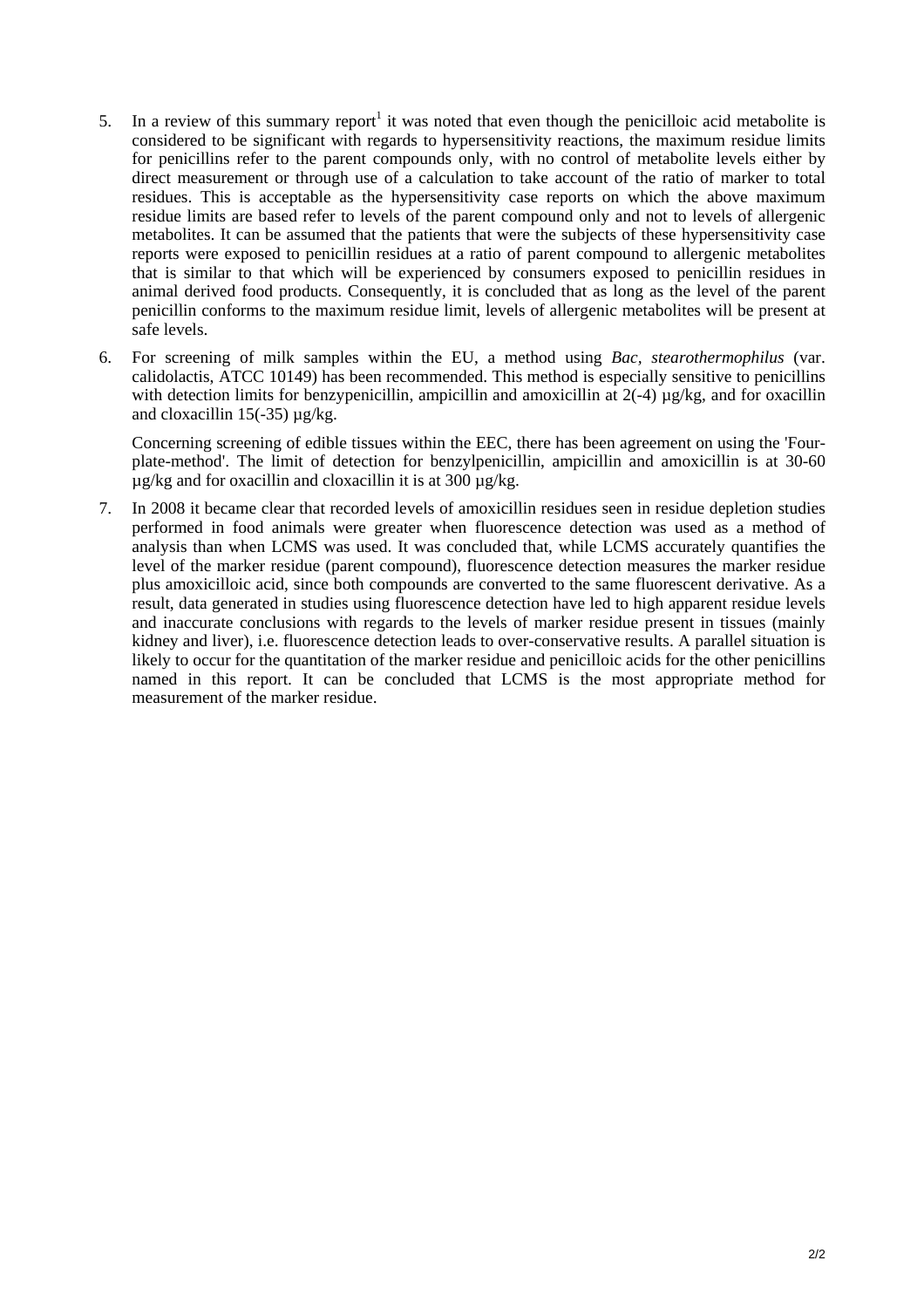5. In a review of this summary report[1] it was noted that even though the penicilloic acid metabolite is considered to be significant with regards to hypersensitivity reactions, the maximum residue limits for penicillins refer to the parent compounds only, with no control of metabolite levels either by direct measurement or through use of a calculation to take account of the ratio of marker to total residues. This is acceptable as the hypersensitivity case reports on which the above maximum residue limits are based refer to levels of the parent compound only and not to levels of allergenic metabolites. It can be assumed that the patients that were the subjects of these hypersensitivity case reports were exposed to penicillin residues at a ratio of parent compound to allergenic metabolites that is similar to that which will be experienced by consumers exposed to penicillin residues in animal derived food products. Consequently, it is concluded that as long as the level of the parent penicillin conforms to the maximum residue limit, levels of allergenic metabolites will be present at safe levels.

6. For screening of milk samples within the EU, a method using *Bac. stearothermophilus* (var. calidolactis, ATCC 10149) has been recommended. This method is especially sensitive to penicillins with detection limits for benzypenicillin, ampicillin and amoxicillin at 2(-4) µg/kg, and for oxacillin and cloxacillin 15(-35) µg/kg.

   Concerning screening of edible tissues within the EEC, there has been agreement on using the 'Four-plate-method'. The limit of detection for benzylpenicillin, ampicillin and amoxicillin is at 30-60 µg/kg and for oxacillin and cloxacillin it is at 300 µg/kg.

7. In 2008 it became clear that recorded levels of amoxicillin residues seen in residue depletion studies performed in food animals were greater when fluorescence detection was used as a method of analysis than when LCMS was used. It was concluded that, while LCMS accurately quantifies the level of the marker residue (parent compound), fluorescence detection measures the marker residue plus amoxicilloic acid, since both compounds are converted to the same fluorescent derivative. As a result, data generated in studies using fluorescence detection have led to high apparent residue levels and inaccurate conclusions with regards to the levels of marker residue present in tissues (mainly kidney and liver), i.e. fluorescence detection leads to over-conservative results. A parallel situation is likely to occur for the quantitation of the marker residue and penicilloic acids for the other penicillins named in this report. It can be concluded that LCMS is the most appropriate method for measurement of the marker residue.